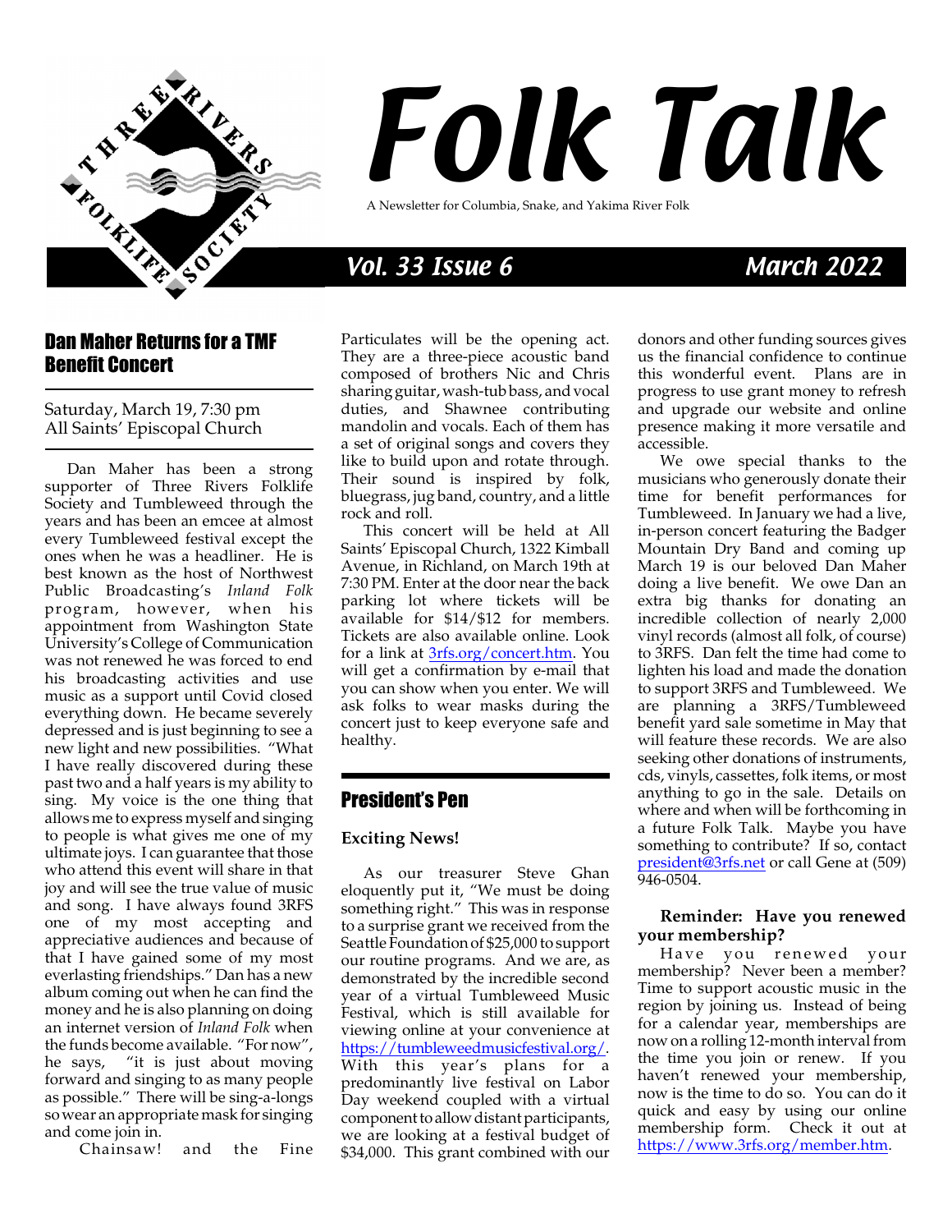# Folk Talk

A Newsletter for Columbia, Snake, and Yakima River Folk

Vol. 33 Issue 6 — March 2022

## Dan Maher Returns for a TMF Benefit Concert

Saturday, March 19, 7:30 pm
All Saints' Episcopal Church

Dan Maher has been a strong supporter of Three Rivers Folklife Society and Tumbleweed through the years and has been an emcee at almost every Tumbleweed festival except the ones when he was a headliner. He is best known as the host of Northwest Public Broadcasting's *Inland Folk* program, however, when his appointment from Washington State University's College of Communication was not renewed he was forced to end his broadcasting activities and use music as a support until Covid closed everything down. He became severely depressed and is just beginning to see a new light and new possibilities. "What I have really discovered during these past two and a half years is my ability to sing. My voice is the one thing that allows me to express myself and singing to people is what gives me one of my ultimate joys. I can guarantee that those who attend this event will share in that joy and will see the true value of music and song. I have always found 3RFS one of my most accepting and appreciative audiences and because of that I have gained some of my most everlasting friendships." Dan has a new album coming out when he can find the money and he is also planning on doing an internet version of *Inland Folk* when the funds become available. "For now", he says, "it is just about moving forward and singing to as many people as possible." There will be sing-a-longs so wear an appropriate mask for singing and come join in.

Chainsaw! and the Fine Particulates will be the opening act. They are a three-piece acoustic band composed of brothers Nic and Chris sharing guitar, wash-tub bass, and vocal duties, and Shawnee contributing mandolin and vocals. Each of them has a set of original songs and covers they like to build upon and rotate through. Their sound is inspired by folk, bluegrass, jug band, country, and a little rock and roll.

This concert will be held at All Saints' Episcopal Church, 1322 Kimball Avenue, in Richland, on March 19th at 7:30 PM. Enter at the door near the back parking lot where tickets will be available for $14/$12 for members. Tickets are also available online. Look for a link at 3rfs.org/concert.htm. You will get a confirmation by e-mail that you can show when you enter. We will ask folks to wear masks during the concert just to keep everyone safe and healthy.

## President's Pen

### Exciting News!

As our treasurer Steve Ghan eloquently put it, "We must be doing something right." This was in response to a surprise grant we received from the Seattle Foundation for $25,000 to support our routine programs. And we are, as demonstrated by the incredible second year of a virtual Tumbleweed Music Festival, which is still available for viewing online at your convenience at https://tumbleweedmusicfestival.org/. With this year's plans for a predominantly live festival on Labor Day weekend coupled with a virtual component to allow distant participants, we are looking at a festival budget of $34,000. This grant combined with our donors and other funding sources gives us the financial confidence to continue this wonderful event. Plans are in progress to use grant money to refresh and upgrade our website and online presence making it more versatile and accessible.

We owe special thanks to the musicians who generously donate their time for benefit performances for Tumbleweed. In January we had a live, in-person concert featuring the Badger Mountain Dry Band and coming up March 19 is our beloved Dan Maher doing a live benefit. We owe Dan an extra big thanks for donating an incredible collection of nearly 2,000 vinyl records (almost all folk, of course) to 3RFS. Dan felt the time had come to lighten his load and made the donation to support 3RFS and Tumbleweed. We are planning a 3RFS/Tumbleweed benefit yard sale sometime in May that will feature these records. We are also seeking other donations of instruments, cds, vinyls, cassettes, folk items, or most anything to go in the sale. Details on where and when will be forthcoming in a future Folk Talk. Maybe you have something to contribute? If so, contact president@3rfs.net or call Gene at (509) 946-0504.

### Reminder: Have you renewed your membership?

Have you renewed your membership? Never been a member? Time to support acoustic music in the region by joining us. Instead of being for a calendar year, memberships are now on a rolling 12-month interval from the time you join or renew. If you haven't renewed your membership, now is the time to do so. You can do it quick and easy by using our online membership form. Check it out at https://www.3rfs.org/member.htm.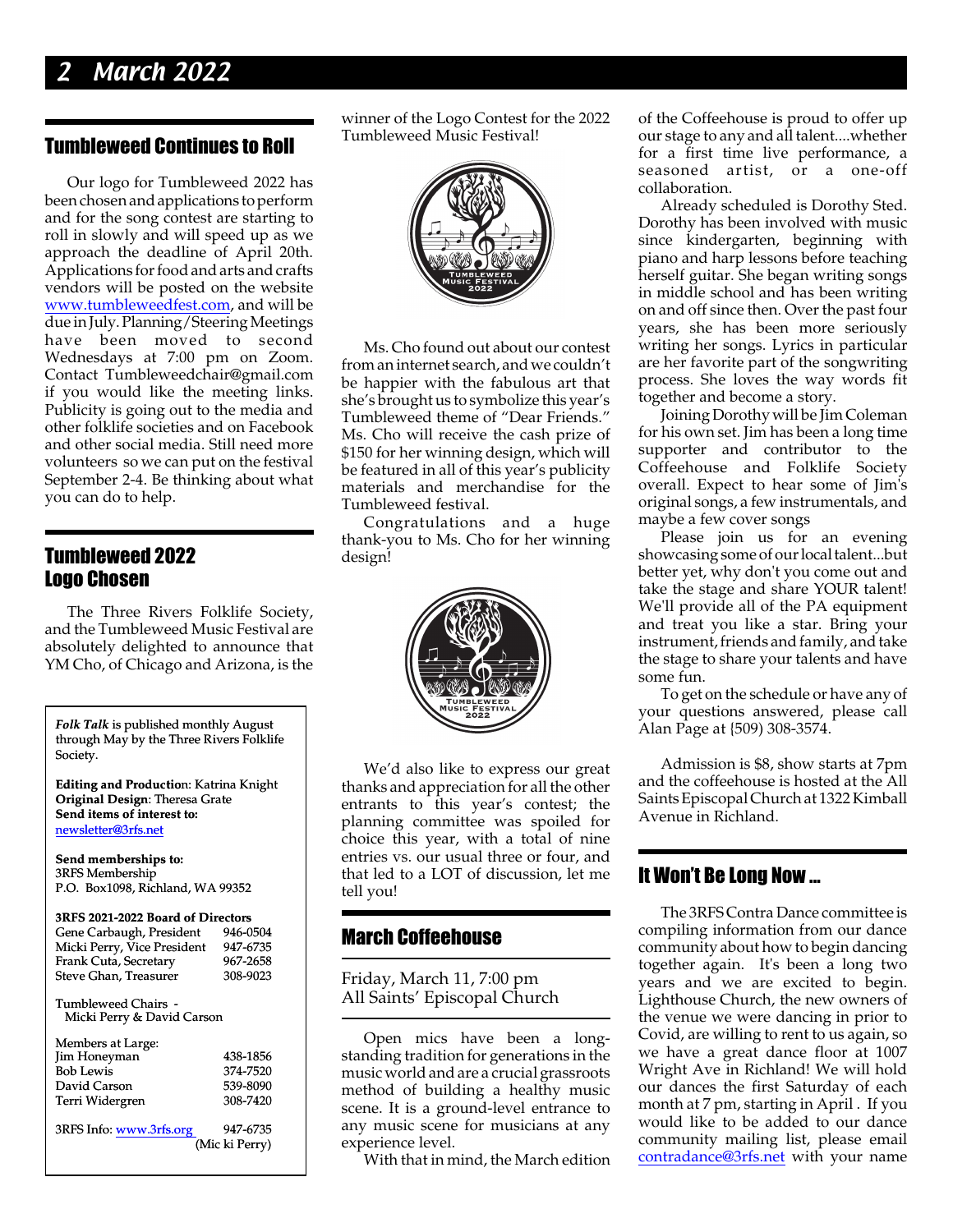## Tumbleweed Continues to Roll

Our logo for Tumbleweed 2022 has been chosen and applications to perform and for the song contest are starting to roll in slowly and will speed up as we approach the deadline of April 20th. Applications for food and arts and crafts vendors will be posted on the website www.tumbleweedfest.com, and will be due in July. Planning/Steering Meetings have been moved to second Wednesdays at 7:00 pm on Zoom. Contact Tumbleweedchair@gmail.com if you would like the meeting links. Publicity is going out to the media and other folklife societies and on Facebook and other social media. Still need more volunteers so we can put on the festival September 2-4. Be thinking about what you can do to help.

## Tumbleweed 2022 Logo Chosen

The Three Rivers Folklife Society, and the Tumbleweed Music Festival are absolutely delighted to announce that YM Cho, of Chicago and Arizona, is the winner of the Logo Contest for the 2022 Tumbleweed Music Festival!

Ms. Cho found out about our contest from an internet search, and we couldn't be happier with the fabulous art that she's brought us to symbolize this year's Tumbleweed theme of "Dear Friends." Ms. Cho will receive the cash prize of $150 for her winning design, which will be featured in all of this year's publicity materials and merchandise for the Tumbleweed festival.

Congratulations and a huge thank-you to Ms. Cho for her winning design!

We'd also like to express our great thanks and appreciation for all the other entrants to this year's contest; the planning committee was spoiled for choice this year, with a total of nine entries vs. our usual three or four, and that led to a LOT of discussion, let me tell you!

---

*Folk Talk* is published monthly August through May by the Three Rivers Folklife Society.

**Editing and Production**: Katrina Knight
**Original Design**: Theresa Grate
**Send items of interest to:** newsletter@3rfs.net

**Send memberships to:**
3RFS Membership
P.O. Box1098, Richland, WA 99352

**3RFS 2021-2022 Board of Directors**

| | |
|---|---|
| Gene Carbaugh, President | 946-0504 |
| Micki Perry, Vice President | 947-6735 |
| Frank Cuta, Secretary | 967-2658 |
| Steve Ghan, Treasurer | 308-9023 |

Tumbleweed Chairs -
Micki Perry & David Carson

Members at Large:

| | |
|---|---|
| Jim Honeyman | 438-1856 |
| Bob Lewis | 374-7520 |
| David Carson | 539-8090 |
| Terri Widergren | 308-7420 |

3RFS Info: www.3rfs.org 947-6735 (Micki Perry)

---

## March Coffeehouse

Friday, March 11, 7:00 pm
All Saints' Episcopal Church

Open mics have been a long-standing tradition for generations in the music world and are a crucial grassroots method of building a healthy music scene. It is a ground-level entrance to any music scene for musicians at any experience level.

With that in mind, the March edition of the Coffeehouse is proud to offer up our stage to any and all talent....whether for a first time live performance, a seasoned artist, or a one-off collaboration.

Already scheduled is Dorothy Sted. Dorothy has been involved with music since kindergarten, beginning with piano and harp lessons before teaching herself guitar. She began writing songs in middle school and has been writing on and off since then. Over the past four years, she has been more seriously writing her songs. Lyrics in particular are her favorite part of the songwriting process. She loves the way words fit together and become a story.

Joining Dorothy will be Jim Coleman for his own set. Jim has been a long time supporter and contributor to the Coffeehouse and Folklife Society overall. Expect to hear some of Jim's original songs, a few instrumentals, and maybe a few cover songs

Please join us for an evening showcasing some of our local talent...but better yet, why don't you come out and take the stage and share YOUR talent! We'll provide all of the PA equipment and treat you like a star. Bring your instrument, friends and family, and take the stage to share your talents and have some fun.

To get on the schedule or have any of your questions answered, please call Alan Page at (509) 308-3574.

Admission is $8, show starts at 7pm and the coffeehouse is hosted at the All Saints Episcopal Church at 1322 Kimball Avenue in Richland.

## It Won't Be Long Now ...

The 3RFS Contra Dance committee is compiling information from our dance community about how to begin dancing together again. It's been a long two years and we are excited to begin. Lighthouse Church, the new owners of the venue we were dancing in prior to Covid, are willing to rent to us again, so we have a great dance floor at 1007 Wright Ave in Richland! We will hold our dances the first Saturday of each month at 7 pm, starting in April . If you would like to be added to our dance community mailing list, please email contradance@3rfs.net with your name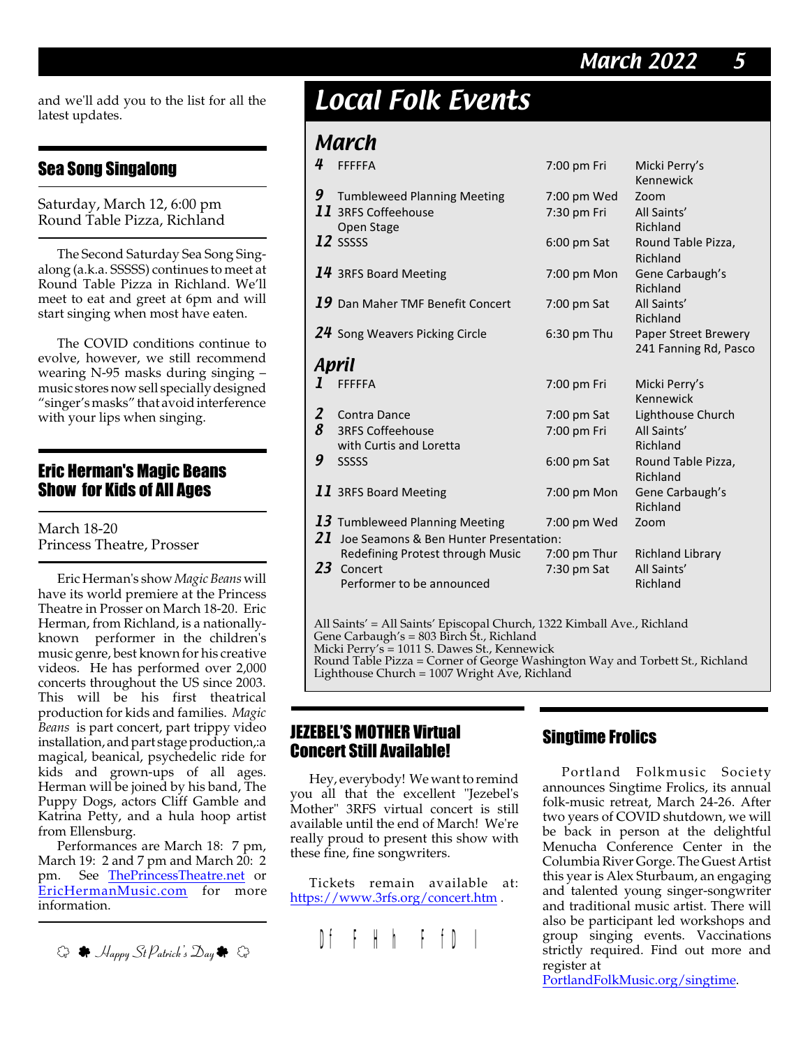and we'll add you to the list for all the latest updates.

## Sea Song Singalong

Saturday, March 12, 6:00 pm
Round Table Pizza, Richland

The Second Saturday Sea Song Singalong (a.k.a. SSSSS) continues to meet at Round Table Pizza in Richland. We'll meet to eat and greet at 6pm and will start singing when most have eaten.

The COVID conditions continue to evolve, however, we still recommend wearing N-95 masks during singing – music stores now sell specially designed "singer's masks" that avoid interference with your lips when singing.

## Eric Herman's Magic Beans Show for Kids of All Ages

March 18-20
Princess Theatre, Prosser

Eric Herman's show *Magic Beans* will have its world premiere at the Princess Theatre in Prosser on March 18-20. Eric Herman, from Richland, is a nationally-known performer in the children's music genre, best known for his creative videos. He has performed over 2,000 concerts throughout the US since 2003. This will be his first theatrical production for kids and families. *Magic Beans* is part concert, part trippy video installation, and part stage production,:a magical, beanical, psychedelic ride for kids and grown-ups of all ages. Herman will be joined by his band, The Puppy Dogs, actors Cliff Gamble and Katrina Petty, and a hula hoop artist from Ellensburg.

Performances are March 18: 7 pm, March 19: 2 and 7 pm and March 20: 2 pm. See ThePrincessTheatre.net or EricHermanMusic.com for more information.

*Happy St Patrick's Day*

# Local Folk Events

## March

| Date | Event | Time | Location |
|---|---|---|---|
| 4 | FFFFFA | 7:00 pm Fri | Micki Perry's Kennewick |
| 9 | Tumbleweed Planning Meeting | 7:00 pm Wed | Zoom |
| 11 | 3RFS Coffeehouse Open Stage | 7:30 pm Fri | All Saints' Richland |
| 12 | SSSSS | 6:00 pm Sat | Round Table Pizza, Richland |
| 14 | 3RFS Board Meeting | 7:00 pm Mon | Gene Carbaugh's Richland |
| 19 | Dan Maher TMF Benefit Concert | 7:00 pm Sat | All Saints' Richland |
| 24 | Song Weavers Picking Circle | 6:30 pm Thu | Paper Street Brewery 241 Fanning Rd, Pasco |

## April

| Date | Event | Time | Location |
|---|---|---|---|
| 1 | FFFFFA | 7:00 pm Fri | Micki Perry's Kennewick |
| 2 | Contra Dance | 7:00 pm Sat | Lighthouse Church |
| 8 | 3RFS Coffeehouse with Curtis and Loretta | 7:00 pm Fri | All Saints' Richland |
| 9 | SSSSS | 6:00 pm Sat | Round Table Pizza, Richland |
| 11 | 3RFS Board Meeting | 7:00 pm Mon | Gene Carbaugh's Richland |
| 13 | Tumbleweed Planning Meeting | 7:00 pm Wed | Zoom |
| 21 | Joe Seamons & Ben Hunter Presentation: Redefining Protest through Music | 7:00 pm Thur | Richland Library |
| 23 | Concert Performer to be announced | 7:30 pm Sat | All Saints' Richland |

All Saints' = All Saints' Episcopal Church, 1322 Kimball Ave., Richland
Gene Carbaugh's = 803 Birch St., Richland
Micki Perry's = 1011 S. Dawes St., Kennewick
Round Table Pizza = Corner of George Washington Way and Torbett St., Richland
Lighthouse Church = 1007 Wright Ave, Richland

## JEZEBEL'S MOTHER Virtual Concert Still Available!

Hey, everybody! We want to remind you all that the excellent "Jezebel's Mother" 3RFS virtual concert is still available until the end of March! We're really proud to present this show with these fine, fine songwriters.

Tickets remain available at: https://www.3rfs.org/concert.htm .

## Singtime Frolics

Portland Folkmusic Society announces Singtime Frolics, its annual folk-music retreat, March 24-26. After two years of COVID shutdown, we will be back in person at the delightful Menucha Conference Center in the Columbia River Gorge. The Guest Artist this year is Alex Sturbaum, an engaging and talented young singer-songwriter and traditional music artist. There will also be participant led workshops and group singing events. Vaccinations strictly required. Find out more and register at PortlandFolkMusic.org/singtime.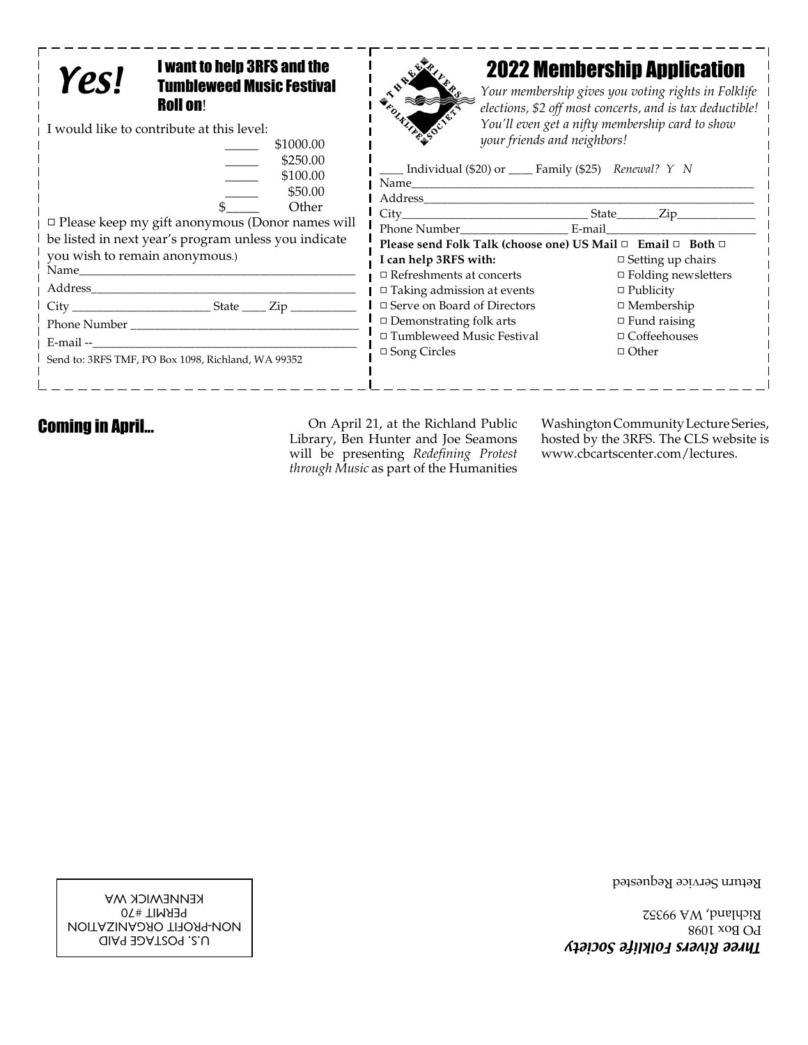## *Yes!* I want to help 3RFS and the Tumbleweed Music Festival Roll on!

I would like to contribute at this level:

_____ $1000.00
_____ $250.00
_____ $100.00
_____ $50.00
$_____ Other

□ Please keep my gift anonymous (Donor names will be listed in next year's program unless you indicate you wish to remain anonymous.)

Name_____________________________________________

Address___________________________________________

City _____________________ State ____ Zip __________

Phone Number ____________________________________

E-mail --__________________________________________

Send to: 3RFS TMF, PO Box 1098, Richland, WA 99352

## 2022 Membership Application

*Your membership gives you voting rights in Folklife elections, $2 off most concerts, and is tax deductible! You'll even get a nifty membership card to show your friends and neighbors!*

____ Individual ($20) or ____ Family ($25) *Renewal? Y N*

Name_______________________________________________________

Address_____________________________________________________

City______________________________ State_______Zip____________

Phone Number_________________ E-mail_________________________

**Please send Folk Talk (choose one) US Mail □ Email □ Both □**

**I can help 3RFS with:**

- □ Refreshments at concerts
- □ Taking admission at events
- □ Serve on Board of Directors
- □ Demonstrating folk arts
- □ Tumbleweed Music Festival
- □ Song Circles
- □ Setting up chairs
- □ Folding newsletters
- □ Publicity
- □ Membership
- □ Fund raising
- □ Coffeehouses
- □ Other

## Coming in April...

On April 21, at the Richland Public Library, Ben Hunter and Joe Seamons will be presenting *Redefining Protest through Music* as part of the Humanities Washington Community Lecture Series, hosted by the 3RFS. The CLS website is www.cbcartscenter.com/lectures.

***Three Rivers Folklife Society***
PO Box 1098
Richland, WA 99352

Return Service Requested

U.S. POSTAGE PAID
NON-PROFIT ORGANIZATION
PERMIT #70
KENNEWICK WA